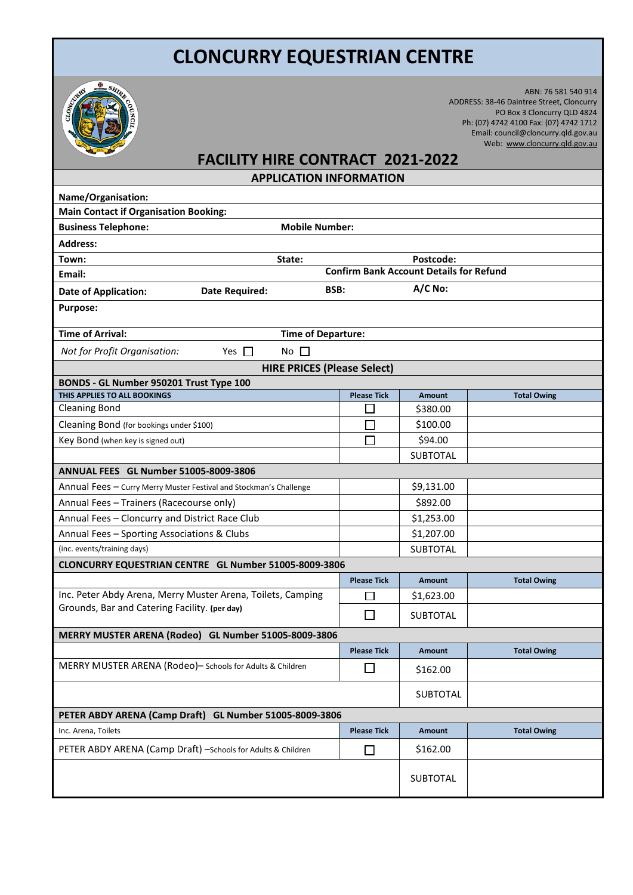# CLONCURRY EQUESTRIAN CENTRE

ABN: 76 581 540 914
ADDRESS: 38-46 Daintree Street, Cloncurry
PO Box 3 Cloncurry QLD 4824
Ph: (07) 4742 4100 Fax: (07) 4742 1712
Email: council@cloncurry.qld.gov.au
Web: www.cloncurry.qld.gov.au

## FACILITY HIRE CONTRACT 2021-2022

### APPLICATION INFORMATION

**Name/Organisation:**

**Main Contact if Organisation Booking:**

**Business Telephone:** **Mobile Number:**

**Address:**

**Town:** **State:** **Postcode:**

**Email:** **Confirm Bank Account Details for Refund**

**Date of Application:** **Date Required:** **BSB:** **A/C No:**

**Purpose:**

**Time of Arrival:** **Time of Departure:**

*Not for Profit Organisation:* Yes ☐ No ☐

### HIRE PRICES (Please Select)

| **BONDS - GL Number 950201 Trust Type 100** | | | |
|---|---|---|---|
| **THIS APPLIES TO ALL BOOKINGS** | **Please Tick** | **Amount** | **Total Owing** |
| Cleaning Bond | ☐ | $380.00 | |
| Cleaning Bond (for bookings under $100) | ☐ | $100.00 | |
| Key Bond (when key is signed out) | ☐ | $94.00 | |
| | | SUBTOTAL | |

| **ANNUAL FEES GL Number 51005-8009-3806** | | | |
|---|---|---|---|
| Annual Fees – Curry Merry Muster Festival and Stockman's Challenge | | $9,131.00 | |
| Annual Fees – Trainers (Racecourse only) | | $892.00 | |
| Annual Fees – Cloncurry and District Race Club | | $1,253.00 | |
| Annual Fees – Sporting Associations & Clubs | | $1,207.00 | |
| (inc. events/training days) | | SUBTOTAL | |

| **CLONCURRY EQUESTRIAN CENTRE GL Number 51005-8009-3806** | | | |
|---|---|---|---|
| | **Please Tick** | **Amount** | **Total Owing** |
| Inc. Peter Abdy Arena, Merry Muster Arena, Toilets, Camping Grounds, Bar and Catering Facility. **(per day)** | ☐ | $1,623.00 | |
| | ☐ | SUBTOTAL | |

| **MERRY MUSTER ARENA (Rodeo) GL Number 51005-8009-3806** | | | |
|---|---|---|---|
| | **Please Tick** | **Amount** | **Total Owing** |
| MERRY MUSTER ARENA (Rodeo)– Schools for Adults & Children | ☐ | $162.00 | |
| | | SUBTOTAL | |

| **PETER ABDY ARENA (Camp Draft) GL Number 51005-8009-3806** | | | |
|---|---|---|---|
| Inc. Arena, Toilets | **Please Tick** | **Amount** | **Total Owing** |
| PETER ABDY ARENA (Camp Draft) –Schools for Adults & Children | ☐ | $162.00 | |
| | | SUBTOTAL | |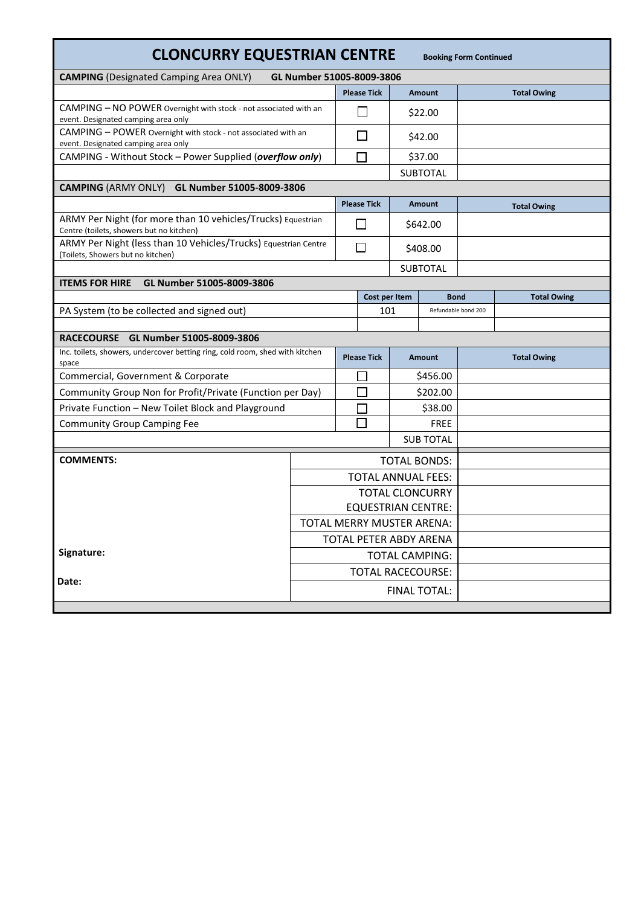# CLONCURRY EQUESTRIAN CENTRE

**Booking Form Continued**

**CAMPING** (Designated Camping Area ONLY) **GL Number 51005-8009-3806**

| | Please Tick | Amount | Total Owing |
|---|---|---|---|
| CAMPING – NO POWER Overnight with stock - not associated with an event. Designated camping area only | ☐ | $22.00 | |
| CAMPING – POWER Overnight with stock - not associated with an event. Designated camping area only | ☐ | $42.00 | |
| CAMPING - Without Stock – Power Supplied (***overflow only***) | ☐ | $37.00 | |
| | | SUBTOTAL | |

**CAMPING** (ARMY ONLY) **GL Number 51005-8009-3806**

| | Please Tick | Amount | Total Owing |
|---|---|---|---|
| ARMY Per Night (for more than 10 vehicles/Trucks) Equestrian Centre (toilets, showers but no kitchen) | ☐ | $642.00 | |
| ARMY Per Night (less than 10 Vehicles/Trucks) Equestrian Centre (Toilets, Showers but no kitchen) | ☐ | $408.00 | |
| | | SUBTOTAL | |

**ITEMS FOR HIRE GL Number 51005-8009-3806**

| | Cost per Item | Bond | Total Owing |
|---|---|---|---|
| PA System (to be collected and signed out) | 101 | Refundable bond 200 | |
| | | | |

**RACECOURSE GL Number 51005-8009-3806**

| Inc. toilets, showers, undercover betting ring, cold room, shed with kitchen space | Please Tick | Amount | Total Owing |
|---|---|---|---|
| Commercial, Government & Corporate | ☐ | $456.00 | |
| Community Group Non for Profit/Private (Function per Day) | ☐ | $202.00 | |
| Private Function – New Toilet Block and Playground | ☐ | $38.00 | |
| Community Group Camping Fee | ☐ | FREE | |
| | | SUB TOTAL | |

| COMMENTS: | | |
|---|---|---|
| | TOTAL BONDS: | |
| | TOTAL ANNUAL FEES: | |
| | TOTAL CLONCURRY EQUESTRIAN CENTRE: | |
| | TOTAL MERRY MUSTER ARENA: | |
| | TOTAL PETER ABDY ARENA | |
| Signature: | TOTAL CAMPING: | |
| | TOTAL RACECOURSE: | |
| Date: | FINAL TOTAL: | |